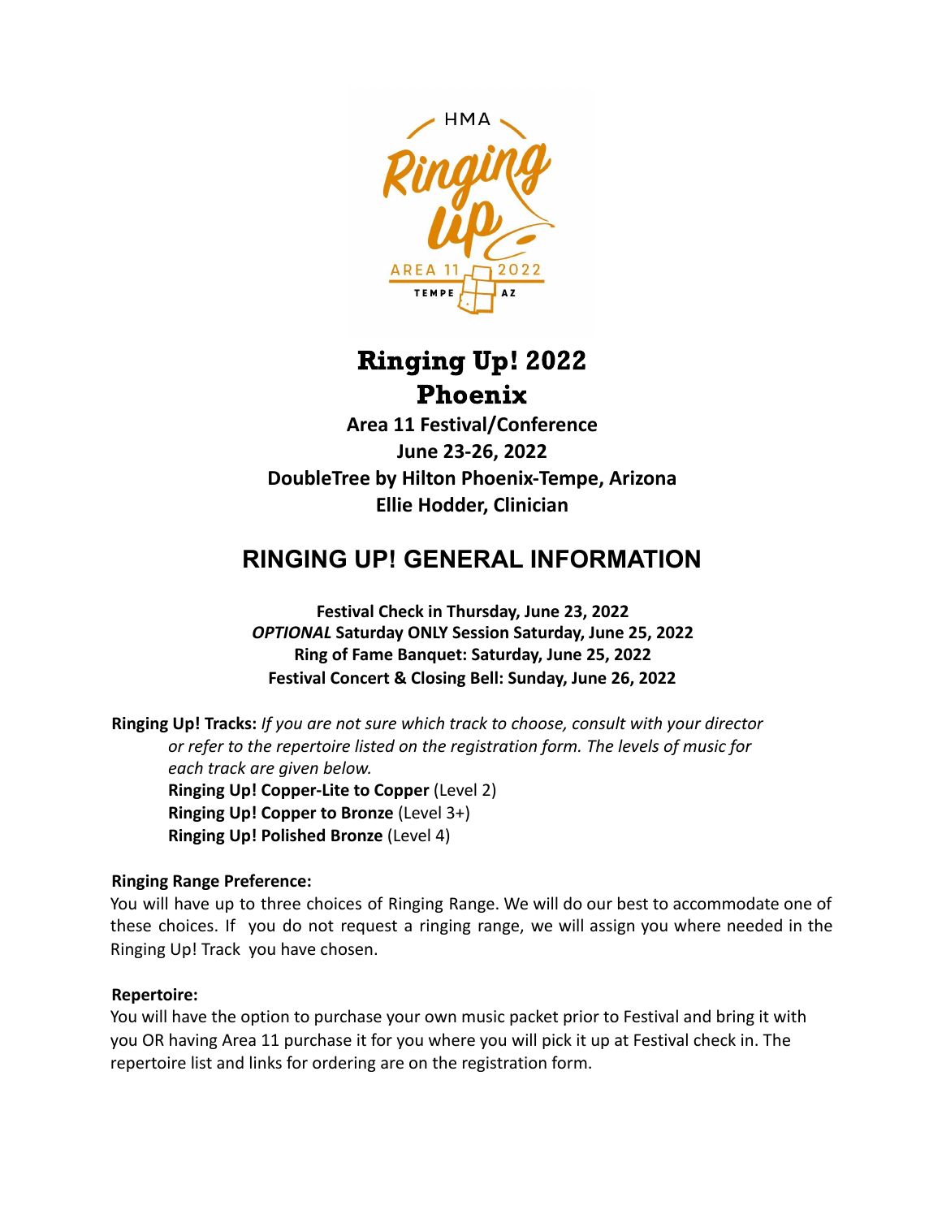# Ringing Up! 2022
# Phoenix

**Area 11 Festival/Conference**
**June 23-26, 2022**
**DoubleTree by Hilton Phoenix-Tempe, Arizona**
**Ellie Hodder, Clinician**

## RINGING UP! GENERAL INFORMATION

**Festival Check in Thursday, June 23, 2022**
***OPTIONAL* Saturday ONLY Session Saturday, June 25, 2022**
**Ring of Fame Banquet: Saturday, June 25, 2022**
**Festival Concert & Closing Bell: Sunday, June 26, 2022**

**Ringing Up! Tracks:** *If you are not sure which track to choose, consult with your director or refer to the repertoire listed on the registration form. The levels of music for each track are given below.*

**Ringing Up! Copper-Lite to Copper** (Level 2)
**Ringing Up! Copper to Bronze** (Level 3+)
**Ringing Up! Polished Bronze** (Level 4)

**Ringing Range Preference:**
You will have up to three choices of Ringing Range. We will do our best to accommodate one of these choices. If you do not request a ringing range, we will assign you where needed in the Ringing Up! Track you have chosen.

**Repertoire:**
You will have the option to purchase your own music packet prior to Festival and bring it with you OR having Area 11 purchase it for you where you will pick it up at Festival check in. The repertoire list and links for ordering are on the registration form.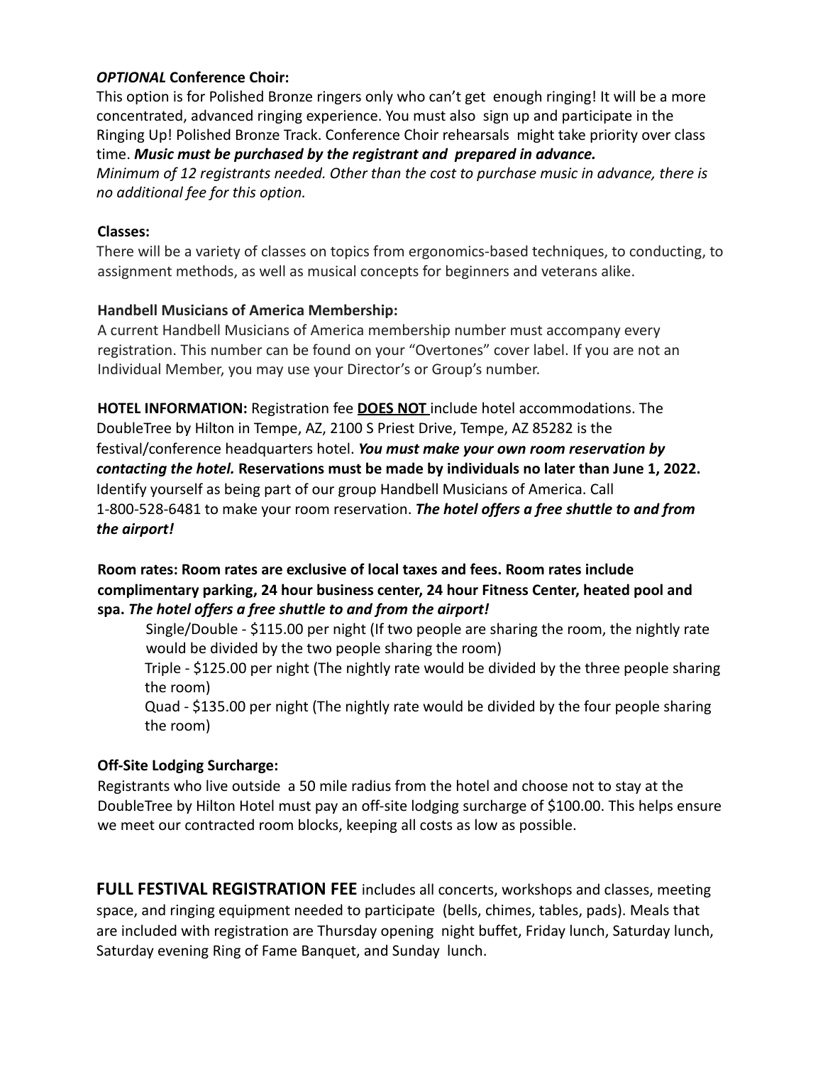***OPTIONAL* Conference Choir:**

This option is for Polished Bronze ringers only who can't get enough ringing! It will be a more concentrated, advanced ringing experience. You must also sign up and participate in the Ringing Up! Polished Bronze Track. Conference Choir rehearsals might take priority over class time. ***Music must be purchased by the registrant and prepared in advance.***

*Minimum of 12 registrants needed. Other than the cost to purchase music in advance, there is no additional fee for this option.*

**Classes:**

There will be a variety of classes on topics from ergonomics-based techniques, to conducting, to assignment methods, as well as musical concepts for beginners and veterans alike.

**Handbell Musicians of America Membership:**

A current Handbell Musicians of America membership number must accompany every registration. This number can be found on your "Overtones" cover label. If you are not an Individual Member, you may use your Director's or Group's number.

**HOTEL INFORMATION:** Registration fee **DOES NOT** include hotel accommodations. The DoubleTree by Hilton in Tempe, AZ, 2100 S Priest Drive, Tempe, AZ 85282 is the festival/conference headquarters hotel. ***You must make your own room reservation by contacting the hotel.*** **Reservations must be made by individuals no later than June 1, 2022.** Identify yourself as being part of our group Handbell Musicians of America. Call 1-800-528-6481 to make your room reservation. ***The hotel offers a free shuttle to and from the airport!***

**Room rates: Room rates are exclusive of local taxes and fees. Room rates include complimentary parking, 24 hour business center, 24 hour Fitness Center, heated pool and spa. *The hotel offers a free shuttle to and from the airport!***

- Single/Double - $115.00 per night (If two people are sharing the room, the nightly rate would be divided by the two people sharing the room)
- Triple - $125.00 per night (The nightly rate would be divided by the three people sharing the room)
- Quad - $135.00 per night (The nightly rate would be divided by the four people sharing the room)

**Off-Site Lodging Surcharge:**

Registrants who live outside a 50 mile radius from the hotel and choose not to stay at the DoubleTree by Hilton Hotel must pay an off-site lodging surcharge of $100.00. This helps ensure we meet our contracted room blocks, keeping all costs as low as possible.

**FULL FESTIVAL REGISTRATION FEE** includes all concerts, workshops and classes, meeting space, and ringing equipment needed to participate (bells, chimes, tables, pads). Meals that are included with registration are Thursday opening night buffet, Friday lunch, Saturday lunch, Saturday evening Ring of Fame Banquet, and Sunday lunch.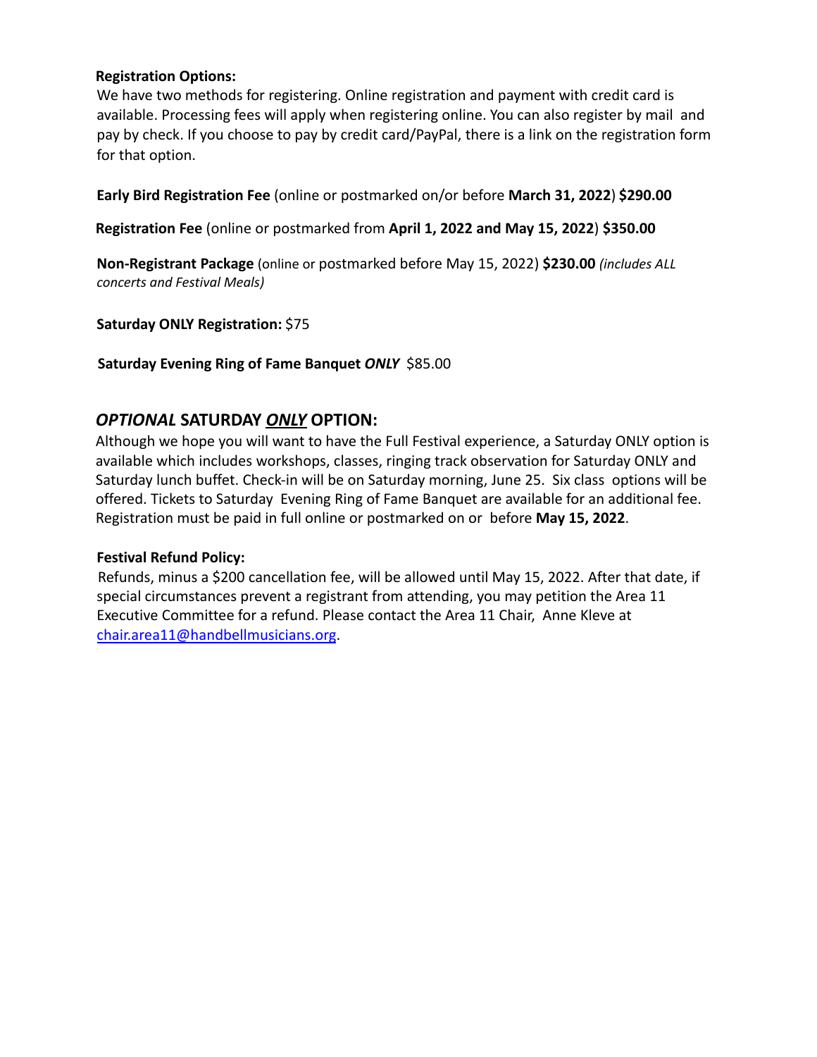**Registration Options:**

We have two methods for registering. Online registration and payment with credit card is available. Processing fees will apply when registering online. You can also register by mail and pay by check. If you choose to pay by credit card/PayPal, there is a link on the registration form for that option.

**Early Bird Registration Fee** (online or postmarked on/or before **March 31, 2022**) **$290.00**

**Registration Fee** (online or postmarked from **April 1, 2022 and May 15, 2022**) **$350.00**

**Non-Registrant Package** (online or postmarked before May 15, 2022) **$230.00** *(includes ALL concerts and Festival Meals)*

**Saturday ONLY Registration:** $75

**Saturday Evening Ring of Fame Banquet *ONLY*** $85.00

## *OPTIONAL* SATURDAY ***ONLY*** OPTION:

Although we hope you will want to have the Full Festival experience, a Saturday ONLY option is available which includes workshops, classes, ringing track observation for Saturday ONLY and Saturday lunch buffet. Check-in will be on Saturday morning, June 25. Six class options will be offered. Tickets to Saturday Evening Ring of Fame Banquet are available for an additional fee. Registration must be paid in full online or postmarked on or before **May 15, 2022**.

**Festival Refund Policy:**

Refunds, minus a $200 cancellation fee, will be allowed until May 15, 2022. After that date, if special circumstances prevent a registrant from attending, you may petition the Area 11 Executive Committee for a refund. Please contact the Area 11 Chair, Anne Kleve at chair.area11@handbellmusicians.org.